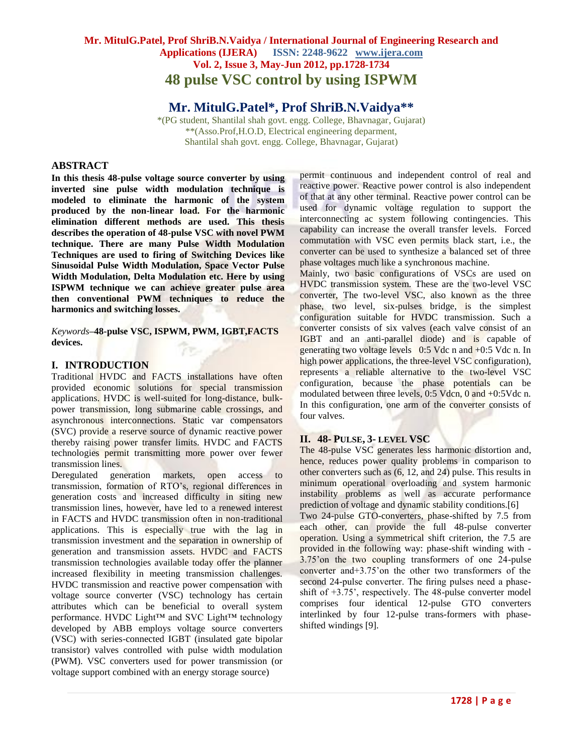# 48 pulse VSC control by using ISPWM

## Mr. MitulG.Patel*, Prof ShriB.N.Vaidya**

*(PG student, Shantilal shah govt. engg. College, Bhavnagar, Gujarat)
**(Asso.Prof,H.O.D, Electrical engineering deparment, Shantilal shah govt. engg. College, Bhavnagar, Gujarat)

## ABSTRACT

**In this thesis 48-pulse voltage source converter by using inverted sine pulse width modulation technique is modeled to eliminate the harmonic of the system produced by the non-linear load. For the harmonic elimination different methods are used. This thesis describes the operation of 48-pulse VSC with novel PWM technique. There are many Pulse Width Modulation Techniques are used to firing of Switching Devices like Sinusoidal Pulse Width Modulation, Space Vector Pulse Width Modulation, Delta Modulation etc. Here by using ISPWM technique we can achieve greater pulse area then conventional PWM techniques to reduce the harmonics and switching losses.**

*Keywords*–**48-pulse VSC, ISPWM, PWM, IGBT,FACTS devices.**

## I. INTRODUCTION

Traditional HVDC and FACTS installations have often provided economic solutions for special transmission applications. HVDC is well-suited for long-distance, bulk-power transmission, long submarine cable crossings, and asynchronous interconnections. Static var compensators (SVC) provide a reserve source of dynamic reactive power thereby raising power transfer limits. HVDC and FACTS technologies permit transmitting more power over fewer transmission lines.

Deregulated generation markets, open access to transmission, formation of RTO's, regional differences in generation costs and increased difficulty in siting new transmission lines, however, have led to a renewed interest in FACTS and HVDC transmission often in non-traditional applications. This is especially true with the lag in transmission investment and the separation in ownership of generation and transmission assets. HVDC and FACTS transmission technologies available today offer the planner increased flexibility in meeting transmission challenges. HVDC transmission and reactive power compensation with voltage source converter (VSC) technology has certain attributes which can be beneficial to overall system performance. HVDC Light™ and SVC Light™ technology developed by ABB employs voltage source converters (VSC) with series-connected IGBT (insulated gate bipolar transistor) valves controlled with pulse width modulation (PWM). VSC converters used for power transmission (or voltage support combined with an energy storage source) permit continuous and independent control of real and reactive power. Reactive power control is also independent of that at any other terminal. Reactive power control can be used for dynamic voltage regulation to support the interconnecting ac system following contingencies. This capability can increase the overall transfer levels. Forced commutation with VSC even permits black start, i.e., the converter can be used to synthesize a balanced set of three phase voltages much like a synchronous machine.

Mainly, two basic configurations of VSCs are used on HVDC transmission system. These are the two-level VSC converter, The two-level VSC, also known as the three phase, two level, six-pulses bridge, is the simplest configuration suitable for HVDC transmission. Such a converter consists of six valves (each valve consist of an IGBT and an anti-parallel diode) and is capable of generating two voltage levels 0:5 Vdc n and +0:5 Vdc n. In high power applications, the three-level VSC configuration), represents a reliable alternative to the two-level VSC configuration, because the phase potentials can be modulated between three levels, 0:5 Vdcn, 0 and +0:5Vdc n. In this configuration, one arm of the converter consists of four valves.

## II. 48- PULSE, 3- LEVEL VSC

The 48-pulse VSC generates less harmonic distortion and, hence, reduces power quality problems in comparison to other converters such as (6, 12, and 24) pulse. This results in minimum operational overloading and system harmonic instability problems as well as accurate performance prediction of voltage and dynamic stability conditions.[6]

Two 24-pulse GTO-converters, phase-shifted by 7.5 from each other, can provide the full 48-pulse converter operation. Using a symmetrical shift criterion, the 7.5 are provided in the following way: phase-shift winding with -3.75'on the two coupling transformers of one 24-pulse converter and+3.75'on the other two transformers of the second 24-pulse converter. The firing pulses need a phase-shift of +3.75', respectively. The 48-pulse converter model comprises four identical 12-pulse GTO converters interlinked by four 12-pulse trans-formers with phase-shifted windings [9].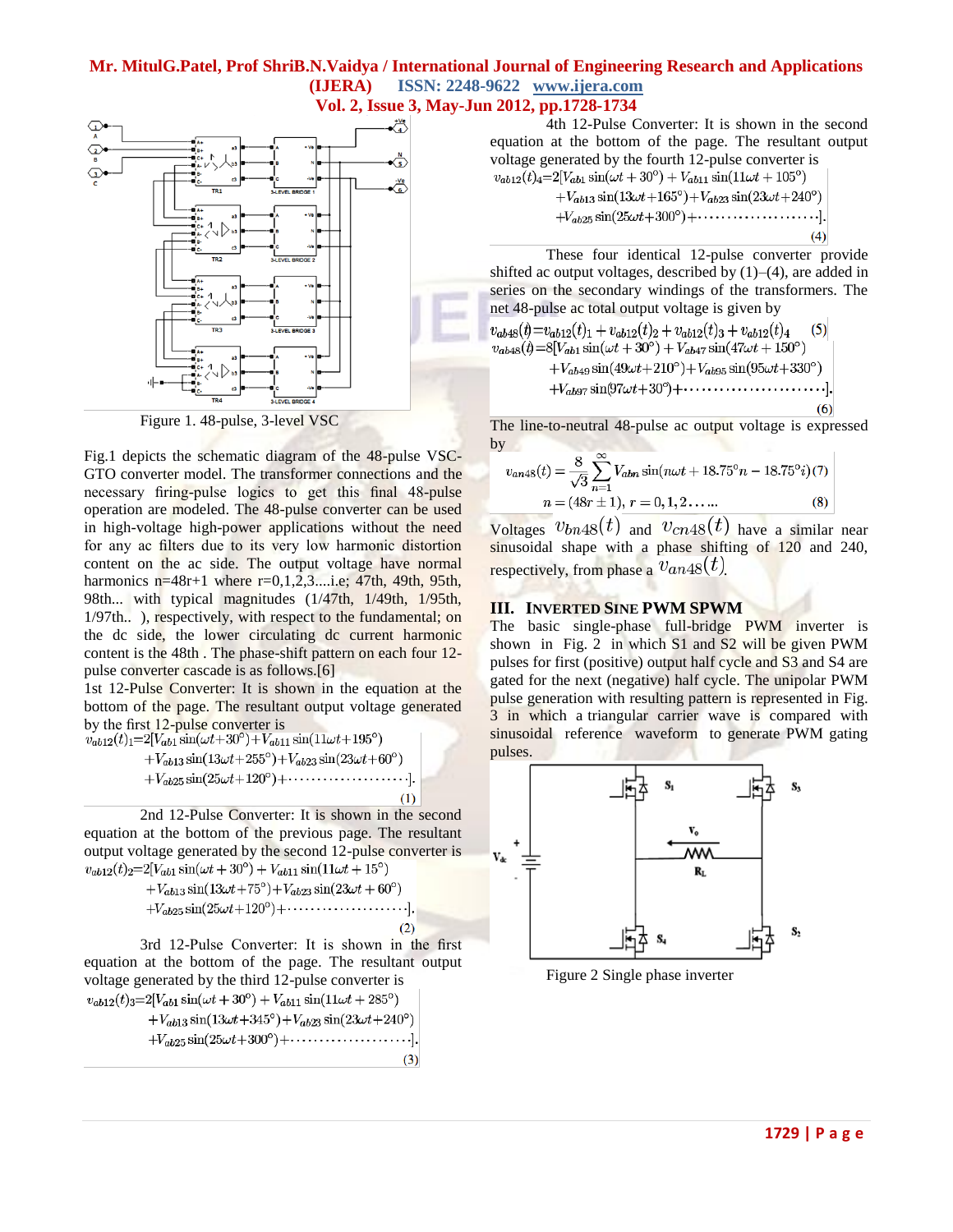Figure 1. 48-pulse, 3-level VSC

Fig.1 depicts the schematic diagram of the 48-pulse VSC-GTO converter model. The transformer connections and the necessary firing-pulse logics to get this final 48-pulse operation are modeled. The 48-pulse converter can be used in high-voltage high-power applications without the need for any ac filters due to its very low harmonic distortion content on the ac side. The output voltage have normal harmonics n=48r+1 where r=0,1,2,3....i.e; 47th, 49th, 95th, 98th... with typical magnitudes (1/47th, 1/49th, 1/95th, 1/97th.. ), respectively, with respect to the fundamental; on the dc side, the lower circulating dc current harmonic content is the 48th . The phase-shift pattern on each four 12-pulse converter cascade is as follows.[6]

1st 12-Pulse Converter: It is shown in the equation at the bottom of the page. The resultant output voltage generated by the first 12-pulse converter is

$$v_{ab12}(t)_1 = 2[V_{ab1}\sin(\omega t+30^o)+V_{ab11}\sin(11\omega t+195^o) +V_{ab13}\sin(13\omega t+255^o)+V_{ab23}\sin(23\omega t+60^o) +V_{ab25}\sin(25\omega t+120^o)+\cdots\cdots]. \quad (1)$$

2nd 12-Pulse Converter: It is shown in the second equation at the bottom of the previous page. The resultant output voltage generated by the second 12-pulse converter is

$$v_{ab12}(t)_2 = 2[V_{ab1}\sin(\omega t+30^o)+V_{ab11}\sin(11\omega t+15^o) +V_{ab13}\sin(13\omega t+75^o)+V_{ab23}\sin(23\omega t+60^o) +V_{ab25}\sin(25\omega t+120^o)+\cdots\cdots]. \quad (2)$$

3rd 12-Pulse Converter: It is shown in the first equation at the bottom of the page. The resultant output voltage generated by the third 12-pulse converter is

$$v_{ab12}(t)_3 = 2[V_{ab1}\sin(\omega t+30^o)+V_{ab11}\sin(11\omega t+285^o) +V_{ab13}\sin(13\omega t+345^o)+V_{ab23}\sin(23\omega t+240^o) +V_{ab25}\sin(25\omega t+300^o)+\cdots\cdots]. \quad (3)$$

4th 12-Pulse Converter: It is shown in the second equation at the bottom of the page. The resultant output voltage generated by the fourth 12-pulse converter is

$$v_{ab12}(t)_4 = 2[V_{ab1}\sin(\omega t+30^o)+V_{ab11}\sin(11\omega t+105^o) +V_{ab13}\sin(13\omega t+165^o)+V_{ab23}\sin(23\omega t+240^o) +V_{ab25}\sin(25\omega t+300^o)+\cdots\cdots]. \quad (4)$$

These four identical 12-pulse converter provide shifted ac output voltages, described by (1)–(4), are added in series on the secondary windings of the transformers. The net 48-pulse ac total output voltage is given by

$$v_{ab48}(t) = v_{ab12}(t)_1 + v_{ab12}(t)_2 + v_{ab12}(t)_3 + v_{ab12}(t)_4 \quad (5)$$

$$v_{ab48}(t) = 8[V_{ab1}\sin(\omega t+30^o)+V_{ab47}\sin(47\omega t+150^o) +V_{ab49}\sin(49\omega t+210^o)+V_{ab95}\sin(95\omega t+330^o) +V_{ab97}\sin(97\omega t+30^o)+\cdots\cdots]. \quad (6)$$

The line-to-neutral 48-pulse ac output voltage is expressed by

$$v_{an48}(t) = \frac{8}{\sqrt{3}}\sum_{n=1}^{\infty} V_{abn}\sin(n\omega t + 18.75^o n - 18.75^o i) \quad (7)$$

$$n = (48r \pm 1),\ r = 0,1,2\ldots\ldots \quad (8)$$

Voltages $v_{bn48}(t)$ and $v_{cn48}(t)$ have a similar near sinusoidal shape with a phase shifting of 120 and 240, respectively, from phase a $v_{an48}(t)$.

## III. Inverted Sine PWM SPWM

The basic single-phase full-bridge PWM inverter is shown in Fig. 2 in which S1 and S2 will be given PWM pulses for first (positive) output half cycle and S3 and S4 are gated for the next (negative) half cycle. The unipolar PWM pulse generation with resulting pattern is represented in Fig. 3 in which a triangular carrier wave is compared with sinusoidal reference waveform to generate PWM gating pulses.

Figure 2 Single phase inverter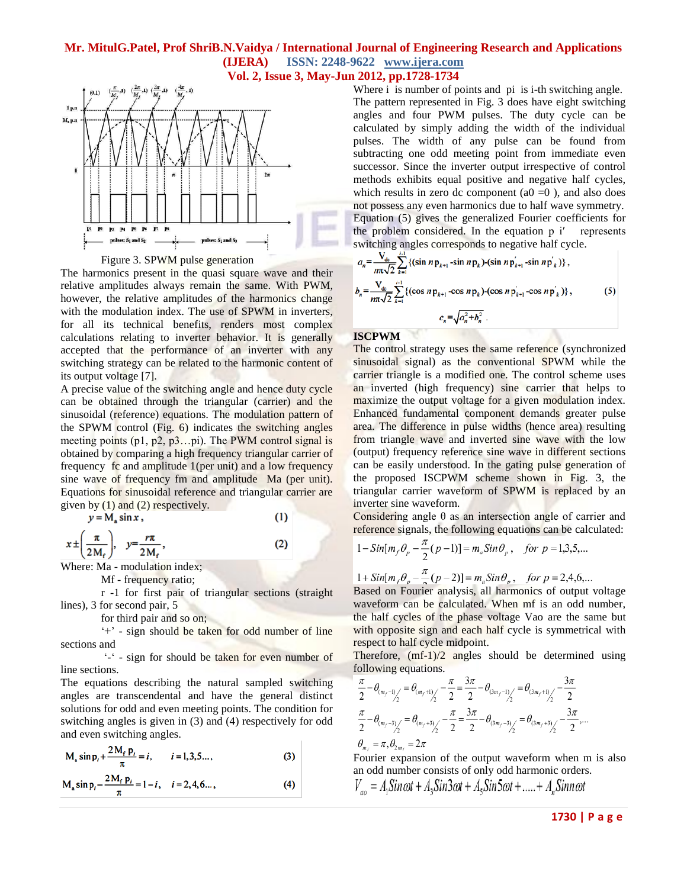Figure 3. SPWM pulse generation

The harmonics present in the quasi square wave and their relative amplitudes always remain the same. With PWM, however, the relative amplitudes of the harmonics change with the modulation index. The use of SPWM in inverters, for all its technical benefits, renders most complex calculations relating to inverter behavior. It is generally accepted that the performance of an inverter with any switching strategy can be related to the harmonic content of its output voltage [7].

A precise value of the switching angle and hence duty cycle can be obtained through the triangular (carrier) and the sinusoidal (reference) equations. The modulation pattern of the SPWM control (Fig. 6) indicates the switching angles meeting points (p1, p2, p3…pi). The PWM control signal is obtained by comparing a high frequency triangular carrier of frequency fc and amplitude 1(per unit) and a low frequency sine wave of frequency fm and amplitude Ma (per unit). Equations for sinusoidal reference and triangular carrier are given by (1) and (2) respectively.

$$y = M_a \sin x, \tag{1}$$

$$x \pm \left(\frac{\pi}{2M_f}\right), \quad y = \frac{r\pi}{2M_f}, \tag{2}$$

Where: Ma - modulation index;

Mf - frequency ratio;

r -1 for first pair of triangular sections (straight lines), 3 for second pair, 5

for third pair and so on;

'+' - sign should be taken for odd number of line sections and

'-' - sign for should be taken for even number of line sections.

The equations describing the natural sampled switching angles are transcendental and have the general distinct solutions for odd and even meeting points. The condition for switching angles is given in (3) and (4) respectively for odd and even switching angles.

$$M_a \sin p_i + \frac{2M_f\, p_i}{\pi} = i, \qquad i = 1,3,5..., \tag{3}$$

$$M_a \sin p_i - \frac{2M_f\, p_i}{\pi} = 1 - i, \qquad i = 2,4,6..., \tag{4}$$

Where i is number of points and pi is i-th switching angle. The pattern represented in Fig. 3 does have eight switching angles and four PWM pulses. The duty cycle can be calculated by simply adding the width of the individual pulses. The width of any pulse can be found from subtracting one odd meeting point from immediate even successor. Since the inverter output irrespective of control methods exhibits equal positive and negative half cycles, which results in zero dc component (a0 =0 ), and also does not possess any even harmonics due to half wave symmetry. Equation (5) gives the generalized Fourier coefficients for the problem considered. In the equation p i′ represents switching angles corresponds to negative half cycle.

$$a_n = \frac{V_{dc}}{n\pi\sqrt{2}} \sum_{k=1}^{i-1} \{(\sin n p_{k+1} - \sin n p_k) - (\sin n p'_{k+1} - \sin n p'_k)\},$$

$$b_n = \frac{V_{dc}}{n\pi\sqrt{2}} \sum_{k=1}^{i-1} \{(\cos n p_{k+1} - \cos n p_k) - (\cos n p'_{k+1} - \cos n p'_k)\}, \tag{5}$$

$$c_n = \sqrt{a_n^2 + b_n^2}.$$

## ISCPWM

The control strategy uses the same reference (synchronized sinusoidal signal) as the conventional SPWM while the carrier triangle is a modified one. The control scheme uses an inverted (high frequency) sine carrier that helps to maximize the output voltage for a given modulation index. Enhanced fundamental component demands greater pulse area. The difference in pulse widths (hence area) resulting from triangle wave and inverted sine wave with the low (output) frequency reference sine wave in different sections can be easily understood. In the gating pulse generation of the proposed ISCPWM scheme shown in Fig. 3, the triangular carrier waveform of SPWM is replaced by an inverter sine waveform.

Considering angle θ as an intersection angle of carrier and reference signals, the following equations can be calculated:

$$1 - Sin[m_f\theta_p - \frac{\pi}{2}(p-1)] = m_a Sin\theta_p, \quad for\ p = 1,3,5,...$$

$$1 + Sin[m_f\theta_p - \frac{\pi}{2}(p-2)] = m_a Sin\theta_p, \quad for\ p = 2,4,6,...$$

Based on Fourier analysis, all harmonics of output voltage waveform can be calculated. When mf is an odd number, the half cycles of the phase voltage Vao are the same but with opposite sign and each half cycle is symmetrical with respect to half cycle midpoint.

Therefore, (mf-1)/2 angles should be determined using following equations.

$$\frac{\pi}{2} - \theta_{(m_f-1)/2} = \theta_{(m_f+1)/2} - \frac{\pi}{2} = \frac{3\pi}{2} - \theta_{(3m_f-1)/2} = \theta_{(3m_f+1)/2} - \frac{3\pi}{2}$$

$$\frac{\pi}{2} - \theta_{(m_f-3)/2} = \theta_{(m_f+3)/2} - \frac{\pi}{2} = \frac{3\pi}{2} - \theta_{(3m_f-3)/2} = \theta_{(3m_f+3)/2} - \frac{3\pi}{2},...$$

$$\theta_{m_f} = \pi, \theta_{2m_f} = 2\pi$$

Fourier expansion of the output waveform when m is also an odd number consists of only odd harmonic orders.

$$V_{ao} = A_1 Sin\omega t + A_3 Sin3\omega t + A_5 Sin5\omega t + ..... + A_n Sinn\omega t$$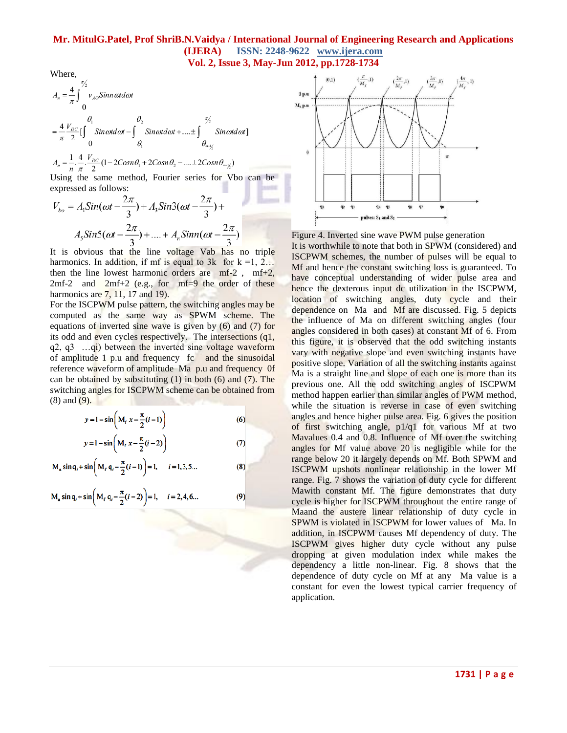Where,

$$A_n = \frac{4}{\pi}\int_0^{\pi/2} v_{AO} Sin n\omega t d\omega t$$

$$= \frac{4}{\pi}\frac{V_{DC}}{2}\left[\int_0^{\theta_1} Sin\omega t d\omega t - \int_{\theta_1}^{\theta_2} Sin\omega t d\omega t + .... \pm \int_{\theta_{m/2}}^{\pi/2} Sin\omega t d\omega t\right]$$

$$A_n = \frac{1}{n}.\frac{4}{\pi}.\frac{V_{DC}}{2}(1 - 2Cos n\theta_1 + 2Cos n\theta_2 - .... \pm 2Cos n\theta_{m/2})$$

Using the same method, Fourier series for Vbo can be expressed as follows:

$$V_{bo} = A_1 Sin(\omega t - \frac{2\pi}{3}) + A_3 Sin3(\omega t - \frac{2\pi}{3}) + A_5 Sin5(\omega t - \frac{2\pi}{3}) + .... + A_n Sinn(\omega t - \frac{2\pi}{3})$$

It is obvious that the line voltage Vab has no triple harmonics. In addition, if mf is equal to 3k for k =1, 2… then the line lowest harmonic orders are mf-2 , mf+2, 2mf-2 and 2mf+2 (e.g., for mf=9 the order of these harmonics are 7, 11, 17 and 19).

For the ISCPWM pulse pattern, the switching angles may be computed as the same way as SPWM scheme. The equations of inverted sine wave is given by (6) and (7) for its odd and even cycles respectively. The intersections (q1, q2, q3 …qi) between the inverted sine voltage waveform of amplitude 1 p.u and frequency fc and the sinusoidal reference waveform of amplitude Ma p.u and frequency 0f can be obtained by substituting (1) in both (6) and (7). The switching angles for ISCPWM scheme can be obtained from (8) and (9).

$$y = 1 - \sin\left(M_f x - \frac{\pi}{2}(i-1)\right) \quad (6)$$

$$y = 1 - \sin\left(M_f x - \frac{\pi}{2}(i-2)\right) \quad (7)$$

$$M_a \sin q_i + \sin\left(M_f q_i - \frac{\pi}{2}(i-1)\right) = 1, \quad i = 1,3,5... \quad (8)$$

$$M_a \sin q_i + \sin\left(M_f q_i - \frac{\pi}{2}(i-2)\right) = 1, \quad i = 2,4,6... \quad (9)$$

Figure 4. Inverted sine wave PWM pulse generation

It is worthwhile to note that both in SPWM (considered) and ISCPWM schemes, the number of pulses will be equal to Mf and hence the constant switching loss is guaranteed. To have conceptual understanding of wider pulse area and hence the dexterous input dc utilization in the ISCPWM, location of switching angles, duty cycle and their dependence on Ma and Mf are discussed. Fig. 5 depicts the influence of Ma on different switching angles (four angles considered in both cases) at constant Mf of 6. From this figure, it is observed that the odd switching instants vary with negative slope and even switching instants have positive slope. Variation of all the switching instants against Ma is a straight line and slope of each one is more than its previous one. All the odd switching angles of ISCPWM method happen earlier than similar angles of PWM method, while the situation is reverse in case of even switching angles and hence higher pulse area. Fig. 6 gives the position of first switching angle, p1/ql for various Mf at two Mavalues 0.4 and 0.8. Influence of Mf over the switching angles for Mf value above 20 is negligible while for the range below 20 it largely depends on Mf. Both SPWM and ISCPWM upshots nonlinear relationship in the lower Mf range. Fig. 7 shows the variation of duty cycle for different Mawith constant Mf. The figure demonstrates that duty cycle is higher for ISCPWM throughout the entire range of Maand the austere linear relationship of duty cycle in SPWM is violated in ISCPWM for lower values of Ma. In addition, in ISCPWM causes Mf dependency of duty. The ISCPWM gives higher duty cycle without any pulse dropping at given modulation index while makes the dependency a little non-linear. Fig. 8 shows that the dependence of duty cycle on Mf at any Ma value is a constant for even the lowest typical carrier frequency of application.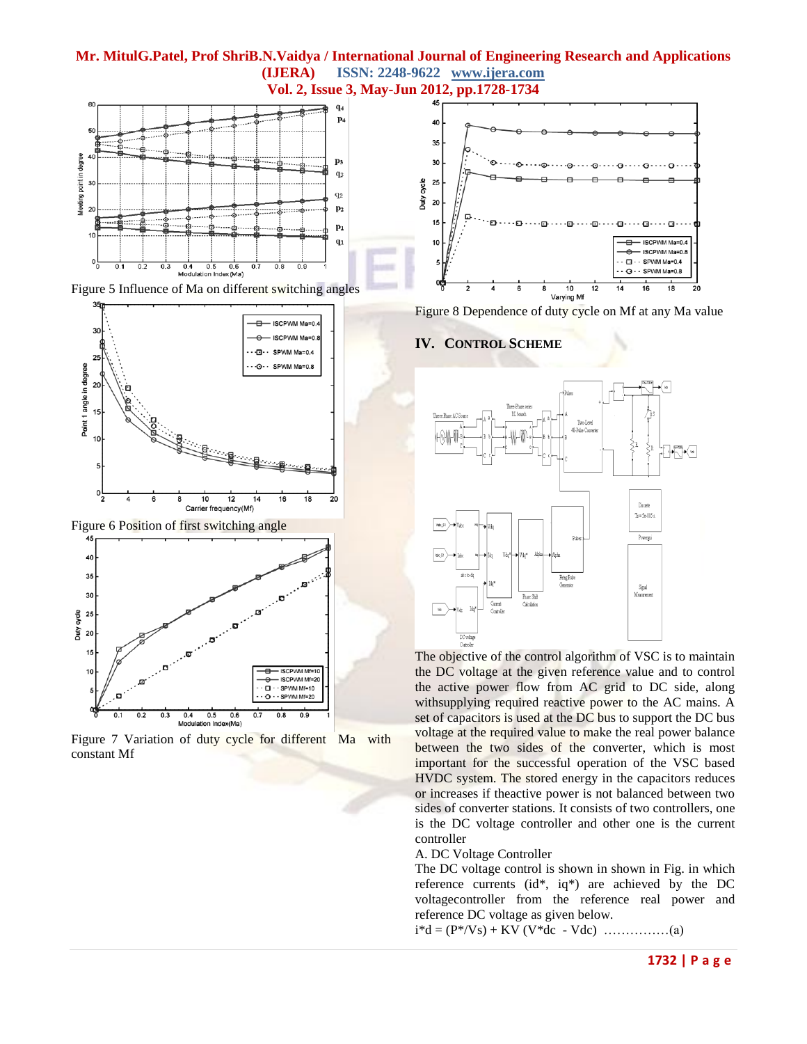Figure 5 Influence of Ma on different switching angles

Figure 6 Position of first switching angle

Figure 7 Variation of duty cycle for different Ma with constant Mf

Figure 8 Dependence of duty cycle on Mf at any Ma value

## IV. CONTROL SCHEME

The objective of the control algorithm of VSC is to maintain the DC voltage at the given reference value and to control the active power flow from AC grid to DC side, along withsupplying required reactive power to the AC mains. A set of capacitors is used at the DC bus to support the DC bus voltage at the required value to make the real power balance between the two sides of the converter, which is most important for the successful operation of the VSC based HVDC system. The stored energy in the capacitors reduces or increases if theactive power is not balanced between two sides of converter stations. It consists of two controllers, one is the DC voltage controller and other one is the current controller

A. DC Voltage Controller

The DC voltage control is shown in shown in Fig. in which reference currents (id*, iq*) are achieved by the DC voltagecontroller from the reference real power and reference DC voltage as given below.

$i^*d = (P^*/Vs) + KV (V^*dc - Vdc)$ ...............(a)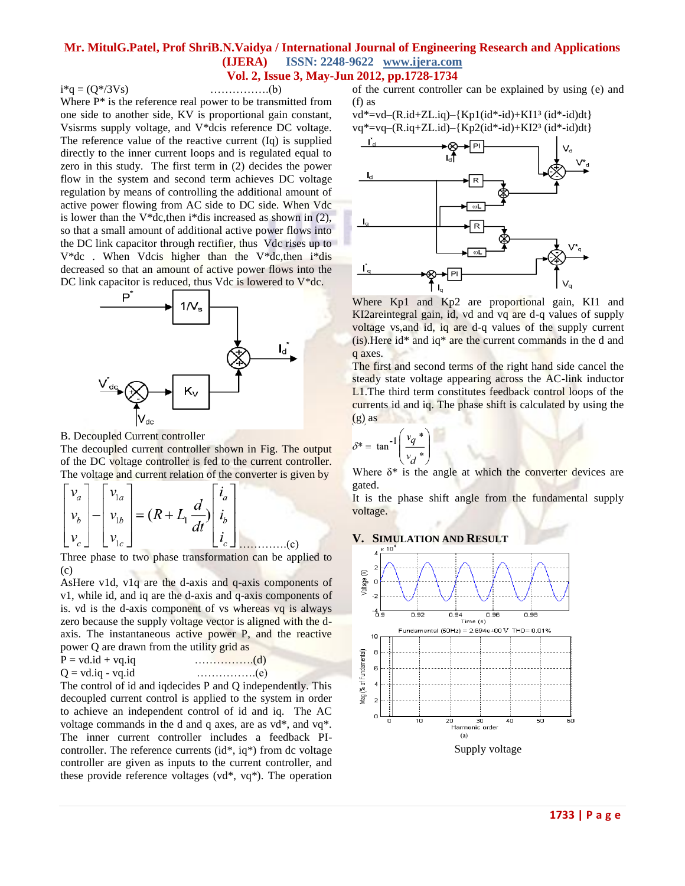$i^*q = (Q^*/3Vs)$ ................(b)

Where P* is the reference real power to be transmitted from one side to another side, KV is proportional gain constant, Vsisrms supply voltage, and V*dcis reference DC voltage. The reference value of the reactive current (Iq) is supplied directly to the inner current loops and is regulated equal to zero in this study. The first term in (2) decides the power flow in the system and second term achieves DC voltage regulation by means of controlling the additional amount of active power flowing from AC side to DC side. When Vdc is lower than the V*dc,then i*dis increased as shown in (2), so that a small amount of additional active power flows into the DC link capacitor through rectifier, thus Vdc rises up to V*dc . When Vdcis higher than the V*dc,then i*dis decreased so that an amount of active power flows into the DC link capacitor is reduced, thus Vdc is lowered to V*dc.

B. Decoupled Current controller

The decoupled current controller shown in Fig. The output of the DC voltage controller is fed to the current controller. The voltage and current relation of the converter is given by

$$\begin{bmatrix} v_a \\ v_b \\ v_c \end{bmatrix} - \begin{bmatrix} v_{1a} \\ v_{1b} \\ v_{1c} \end{bmatrix} = (R + L_1 \frac{d}{dt}) \begin{bmatrix} i_a \\ i_b \\ i_c \end{bmatrix} \quad \text{............(c)}$$

Three phase to two phase transformation can be applied to (c)

AsHere v1d, v1q are the d-axis and q-axis components of v1, while id, and iq are the d-axis and q-axis components of is. vd is the d-axis component of vs whereas vq is always zero because the supply voltage vector is aligned with the d-axis. The instantaneous active power P, and the reactive power Q are drawn from the utility grid as

P = vd.id + vq.iq ................(d)

Q = vd.iq - vq.id ................(e)

The control of id and iqdecides P and Q independently. This decoupled current control is applied to the system in order to achieve an independent control of id and iq. The AC voltage commands in the d and q axes, are as vd*, and vq*. The inner current controller includes a feedback PI-controller. The reference currents (id*, iq*) from dc voltage controller are given as inputs to the current controller, and these provide reference voltages (vd*, vq*). The operation of the current controller can be explained by using (e) and (f) as

vd*=vd–(R.id+ZL.iq)–{Kp1(id*-id)+KI1³ (id*-id)dt}

vq*=vq–(R.iq+ZL.id)–{Kp2(id*-id)+KI2³ (id*-id)dt}

Where Kp1 and Kp2 are proportional gain, KI1 and KI2areintegral gain, id, vd and vq are d-q values of supply voltage vs,and id, iq are d-q values of the supply current (is).Here id* and iq* are the current commands in the d and q axes.

The first and second terms of the right hand side cancel the steady state voltage appearing across the AC-link inductor L1.The third term constitutes feedback control loops of the currents id and iq. The phase shift is calculated by using the (g) as

$$\delta^* = \tan^{-1}\left(\frac{v_q^*}{v_d^*}\right)$$

Where δ* is the angle at which the converter devices are gated.

It is the phase shift angle from the fundamental supply voltage.

## V. SIMULATION AND RESULT

Fundamental (60Hz) = 2.694e+00 V THD= 0.01%

(a)

Supply voltage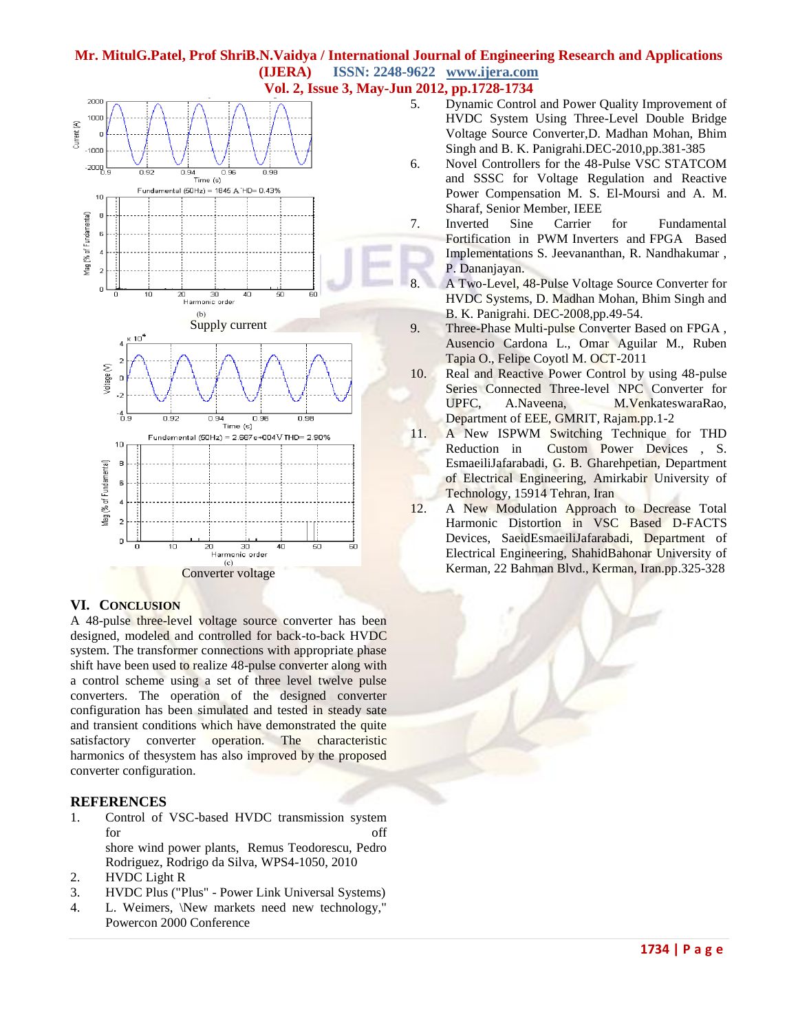2000
1000
0
-1000
-2000
Current (A)
0.9 0.92 0.94 0.96 0.98
Time (s)
Fundamental (60Hz) = 1845 A THD= 0.43%
10
8
6
4
2
0
Mag (% of Fundamental)
0 10 20 30 40 50 60
Harmonic order
(b)

Supply current

4 x 10[4]
2
0
-2
-4
Voltage (V)
0.9 0.92 0.94 0.96 0.98
Time (s)
Fundamental (60Hz) = 2.887e+004 V THD= 2.90%
10
8
6
4
2
0
Mag (% of Fundamental)
0 10 20 30 40 50 60
Harmonic order
(c)

Converter voltage

## VI. CONCLUSION

A 48-pulse three-level voltage source converter has been designed, modeled and controlled for back-to-back HVDC system. The transformer connections with appropriate phase shift have been used to realize 48-pulse converter along with a control scheme using a set of three level twelve pulse converters. The operation of the designed converter configuration has been simulated and tested in steady sate and transient conditions which have demonstrated the quite satisfactory converter operation. The characteristic harmonics of thesystem has also improved by the proposed converter configuration.

## REFERENCES

1. Control of VSC-based HVDC transmission system for off shore wind power plants, Remus Teodorescu, Pedro Rodriguez, Rodrigo da Silva, WPS4-1050, 2010
2. HVDC Light R
3. HVDC Plus ("Plus" - Power Link Universal Systems)
4. L. Weimers, \New markets need new technology," Powercon 2000 Conference
5. Dynamic Control and Power Quality Improvement of HVDC System Using Three-Level Double Bridge Voltage Source Converter,D. Madhan Mohan, Bhim Singh and B. K. Panigrahi.DEC-2010,pp.381-385
6. Novel Controllers for the 48-Pulse VSC STATCOM and SSSC for Voltage Regulation and Reactive Power Compensation M. S. El-Moursi and A. M. Sharaf, Senior Member, IEEE
7. Inverted Sine Carrier for Fundamental Fortification in PWM Inverters and FPGA Based Implementations S. Jeevananthan, R. Nandhakumar , P. Dananjayan.
8. A Two-Level, 48-Pulse Voltage Source Converter for HVDC Systems, D. Madhan Mohan, Bhim Singh and B. K. Panigrahi. DEC-2008,pp.49-54.
9. Three-Phase Multi-pulse Converter Based on FPGA , Ausencio Cardona L., Omar Aguilar M., Ruben Tapia O., Felipe Coyotl M. OCT-2011
10. Real and Reactive Power Control by using 48-pulse Series Connected Three-level NPC Converter for UPFC, A.Naveena, M.VenkateswaraRao, Department of EEE, GMRIT, Rajam.pp.1-2
11. A New ISPWM Switching Technique for THD Reduction in Custom Power Devices , S. EsmaeiliJafarabadi, G. B. Gharehpetian, Department of Electrical Engineering, Amirkabir University of Technology, 15914 Tehran, Iran
12. A New Modulation Approach to Decrease Total Harmonic Distortion in VSC Based D-FACTS Devices, SaeidEsmaeiliJafarabadi, Department of Electrical Engineering, ShahidBahonar University of Kerman, 22 Bahman Blvd., Kerman, Iran.pp.325-328